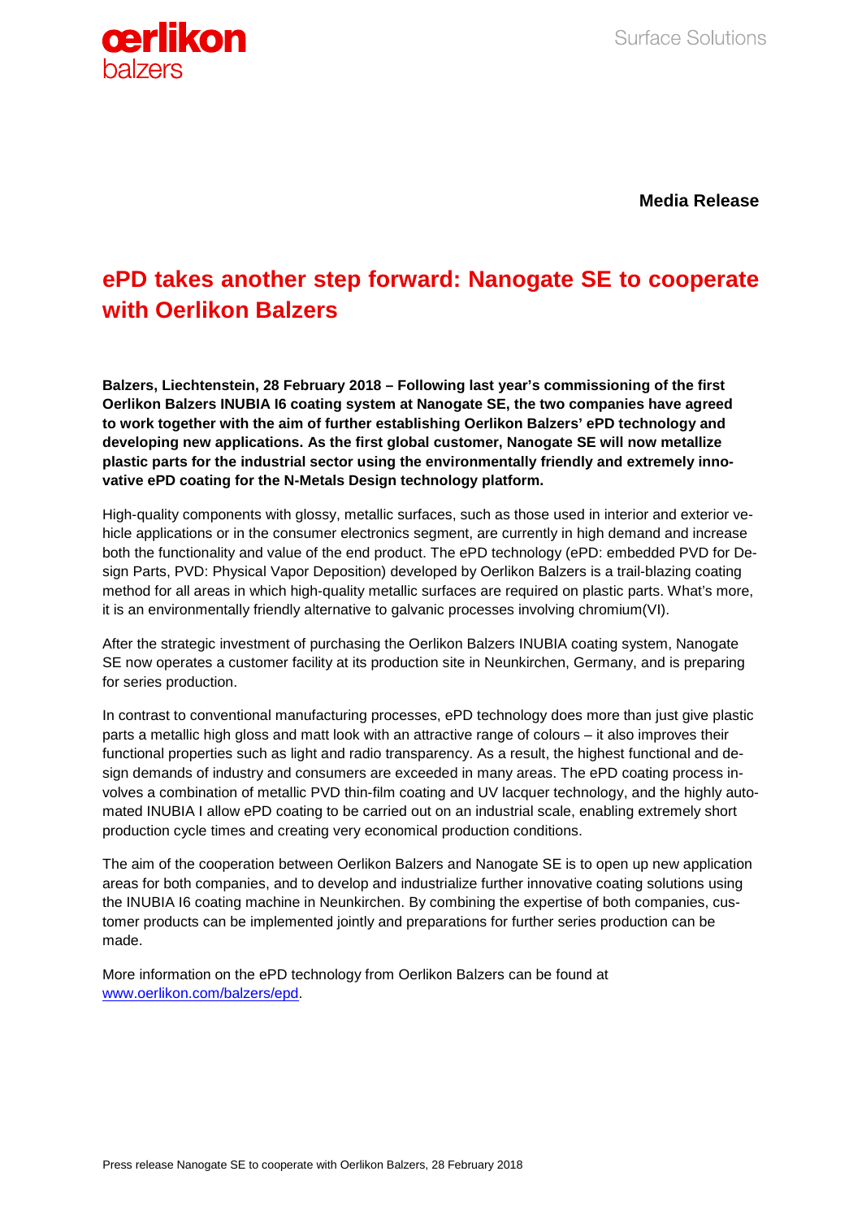**Media Release**

# ePD takes another step forward: Nanogate SE to cooperate with Oerlikon Balzers

**Balzers, Liechtenstein, 28 February 2018 – Following last year's commissioning of the first Oerlikon Balzers INUBIA I6 coating system at Nanogate SE, the two companies have agreed to work together with the aim of further establishing Oerlikon Balzers' ePD technology and developing new applications. As the first global customer, Nanogate SE will now metallize plastic parts for the industrial sector using the environmentally friendly and extremely innovative ePD coating for the N-Metals Design technology platform.**

High-quality components with glossy, metallic surfaces, such as those used in interior and exterior vehicle applications or in the consumer electronics segment, are currently in high demand and increase both the functionality and value of the end product. The ePD technology (ePD: embedded PVD for Design Parts, PVD: Physical Vapor Deposition) developed by Oerlikon Balzers is a trail-blazing coating method for all areas in which high-quality metallic surfaces are required on plastic parts. What's more, it is an environmentally friendly alternative to galvanic processes involving chromium(VI).

After the strategic investment of purchasing the Oerlikon Balzers INUBIA coating system, Nanogate SE now operates a customer facility at its production site in Neunkirchen, Germany, and is preparing for series production.

In contrast to conventional manufacturing processes, ePD technology does more than just give plastic parts a metallic high gloss and matt look with an attractive range of colours – it also improves their functional properties such as light and radio transparency. As a result, the highest functional and design demands of industry and consumers are exceeded in many areas. The ePD coating process involves a combination of metallic PVD thin-film coating and UV lacquer technology, and the highly automated INUBIA I allow ePD coating to be carried out on an industrial scale, enabling extremely short production cycle times and creating very economical production conditions.

The aim of the cooperation between Oerlikon Balzers and Nanogate SE is to open up new application areas for both companies, and to develop and industrialize further innovative coating solutions using the INUBIA I6 coating machine in Neunkirchen. By combining the expertise of both companies, customer products can be implemented jointly and preparations for further series production can be made.

More information on the ePD technology from Oerlikon Balzers can be found at [www.oerlikon.com/balzers/epd](www.oerlikon.com/balzers/epd).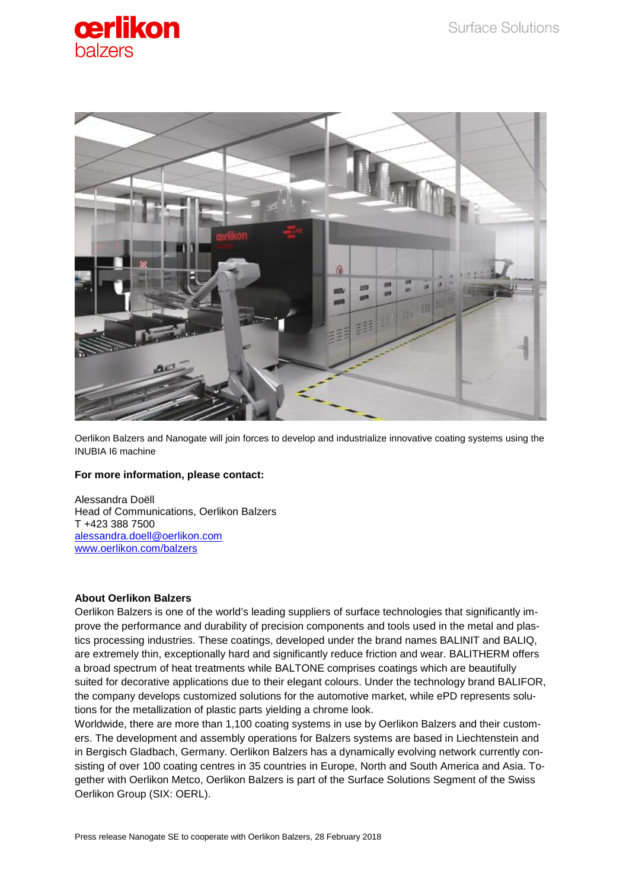Oerlikon Balzers and Nanogate will join forces to develop and industrialize innovative coating systems using the INUBIA I6 machine

**For more information, please contact:**

Alessandra Doëll
Head of Communications, Oerlikon Balzers
T +423 388 7500
alessandra.doell@oerlikon.com
www.oerlikon.com/balzers

**About Oerlikon Balzers**

Oerlikon Balzers is one of the world's leading suppliers of surface technologies that significantly improve the performance and durability of precision components and tools used in the metal and plastics processing industries. These coatings, developed under the brand names BALINIT and BALIQ, are extremely thin, exceptionally hard and significantly reduce friction and wear. BALITHERM offers a broad spectrum of heat treatments while BALTONE comprises coatings which are beautifully suited for decorative applications due to their elegant colours. Under the technology brand BALIFOR, the company develops customized solutions for the automotive market, while ePD represents solutions for the metallization of plastic parts yielding a chrome look.
Worldwide, there are more than 1,100 coating systems in use by Oerlikon Balzers and their customers. The development and assembly operations for Balzers systems are based in Liechtenstein and in Bergisch Gladbach, Germany. Oerlikon Balzers has a dynamically evolving network currently consisting of over 100 coating centres in 35 countries in Europe, North and South America and Asia. Together with Oerlikon Metco, Oerlikon Balzers is part of the Surface Solutions Segment of the Swiss Oerlikon Group (SIX: OERL).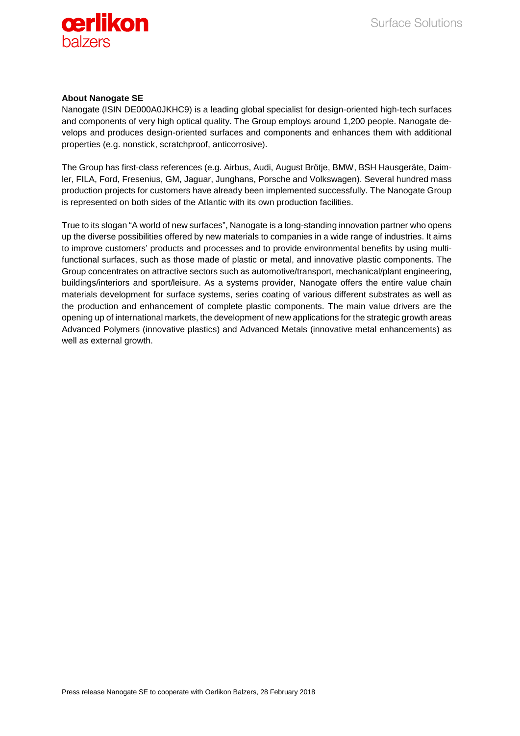**About Nanogate SE**

Nanogate (ISIN DE000A0JKHC9) is a leading global specialist for design-oriented high-tech surfaces and components of very high optical quality. The Group employs around 1,200 people. Nanogate develops and produces design-oriented surfaces and components and enhances them with additional properties (e.g. nonstick, scratchproof, anticorrosive).

The Group has first-class references (e.g. Airbus, Audi, August Brötje, BMW, BSH Hausgeräte, Daimler, FILA, Ford, Fresenius, GM, Jaguar, Junghans, Porsche and Volkswagen). Several hundred mass production projects for customers have already been implemented successfully. The Nanogate Group is represented on both sides of the Atlantic with its own production facilities.

True to its slogan "A world of new surfaces", Nanogate is a long-standing innovation partner who opens up the diverse possibilities offered by new materials to companies in a wide range of industries. It aims to improve customers' products and processes and to provide environmental benefits by using multifunctional surfaces, such as those made of plastic or metal, and innovative plastic components. The Group concentrates on attractive sectors such as automotive/transport, mechanical/plant engineering, buildings/interiors and sport/leisure. As a systems provider, Nanogate offers the entire value chain materials development for surface systems, series coating of various different substrates as well as the production and enhancement of complete plastic components. The main value drivers are the opening up of international markets, the development of new applications for the strategic growth areas Advanced Polymers (innovative plastics) and Advanced Metals (innovative metal enhancements) as well as external growth.